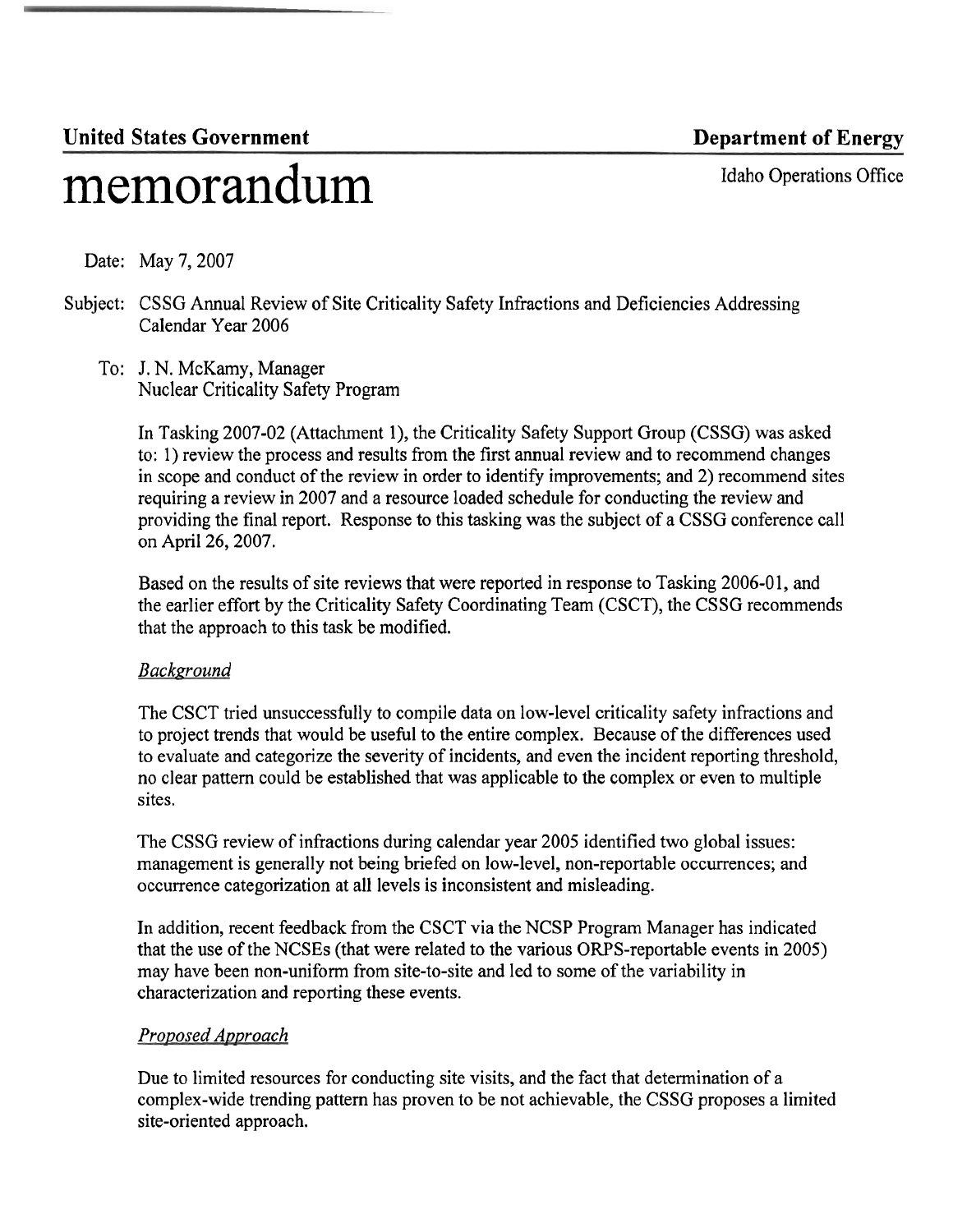**United States Government** **Department of Energy**

# memorandum

Idaho Operations Office

Date: May 7, 2007

Subject: CSSG Annual Review of Site Criticality Safety Infractions and Deficiencies Addressing Calendar Year 2006

To: J. N. McKamy, Manager
Nuclear Criticality Safety Program

In Tasking 2007-02 (Attachment 1), the Criticality Safety Support Group (CSSG) was asked to: 1) review the process and results from the first annual review and to recommend changes in scope and conduct of the review in order to identify improvements; and 2) recommend sites requiring a review in 2007 and a resource loaded schedule for conducting the review and providing the final report. Response to this tasking was the subject of a CSSG conference call on April 26, 2007.

Based on the results of site reviews that were reported in response to Tasking 2006-01, and the earlier effort by the Criticality Safety Coordinating Team (CSCT), the CSSG recommends that the approach to this task be modified.

*Background*

The CSCT tried unsuccessfully to compile data on low-level criticality safety infractions and to project trends that would be useful to the entire complex. Because of the differences used to evaluate and categorize the severity of incidents, and even the incident reporting threshold, no clear pattern could be established that was applicable to the complex or even to multiple sites.

The CSSG review of infractions during calendar year 2005 identified two global issues: management is generally not being briefed on low-level, non-reportable occurrences; and occurrence categorization at all levels is inconsistent and misleading.

In addition, recent feedback from the CSCT via the NCSP Program Manager has indicated that the use of the NCSEs (that were related to the various ORPS-reportable events in 2005) may have been non-uniform from site-to-site and led to some of the variability in characterization and reporting these events.

*Proposed Approach*

Due to limited resources for conducting site visits, and the fact that determination of a complex-wide trending pattern has proven to be not achievable, the CSSG proposes a limited site-oriented approach.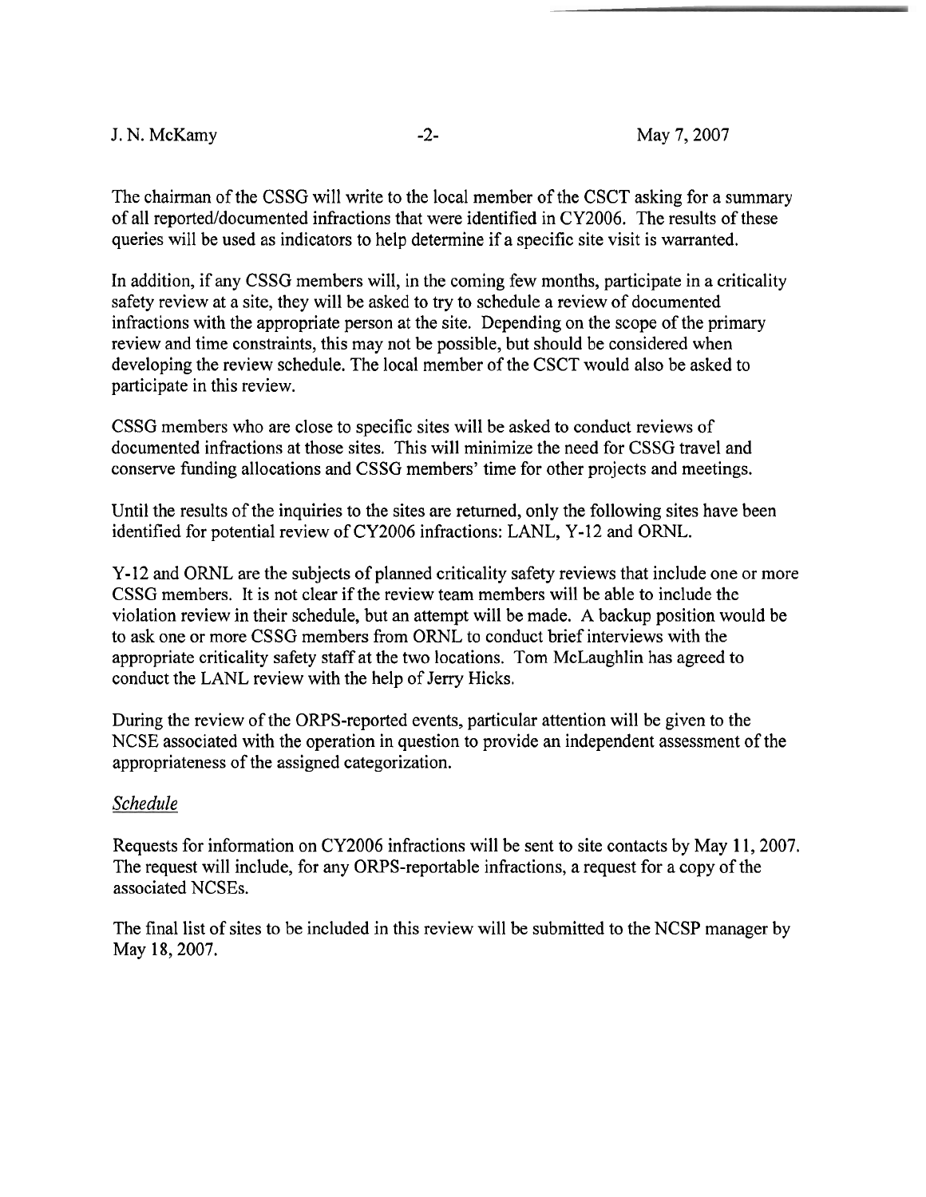The chairman of the CSSG will write to the local member of the CSCT asking for a summary of all reported/documented infractions that were identified in CY2006. The results of these queries will be used as indicators to help determine if a specific site visit is warranted.

In addition, if any CSSG members will, in the coming few months, participate in a criticality safety review at a site, they will be asked to try to schedule a review of documented infractions with the appropriate person at the site. Depending on the scope of the primary review and time constraints, this may not be possible, but should be considered when developing the review schedule. The local member of the CSCT would also be asked to participate in this review.

CSSG members who are close to specific sites will be asked to conduct reviews of documented infractions at those sites. This will minimize the need for CSSG travel and conserve funding allocations and CSSG members' time for other projects and meetings.

Until the results of the inquiries to the sites are returned, only the following sites have been identified for potential review of CY2006 infractions: LANL, Y-12 and ORNL.

Y-12 and ORNL are the subjects of planned criticality safety reviews that include one or more CSSG members. It is not clear if the review team members will be able to include the violation review in their schedule, but an attempt will be made. A backup position would be to ask one or more CSSG members from ORNL to conduct brief interviews with the appropriate criticality safety staff at the two locations. Tom McLaughlin has agreed to conduct the LANL review with the help of Jerry Hicks.

During the review of the ORPS-reported events, particular attention will be given to the NCSE associated with the operation in question to provide an independent assessment of the appropriateness of the assigned categorization.

*Schedule*

Requests for information on CY2006 infractions will be sent to site contacts by May 11, 2007. The request will include, for any ORPS-reportable infractions, a request for a copy of the associated NCSEs.

The final list of sites to be included in this review will be submitted to the NCSP manager by May 18, 2007.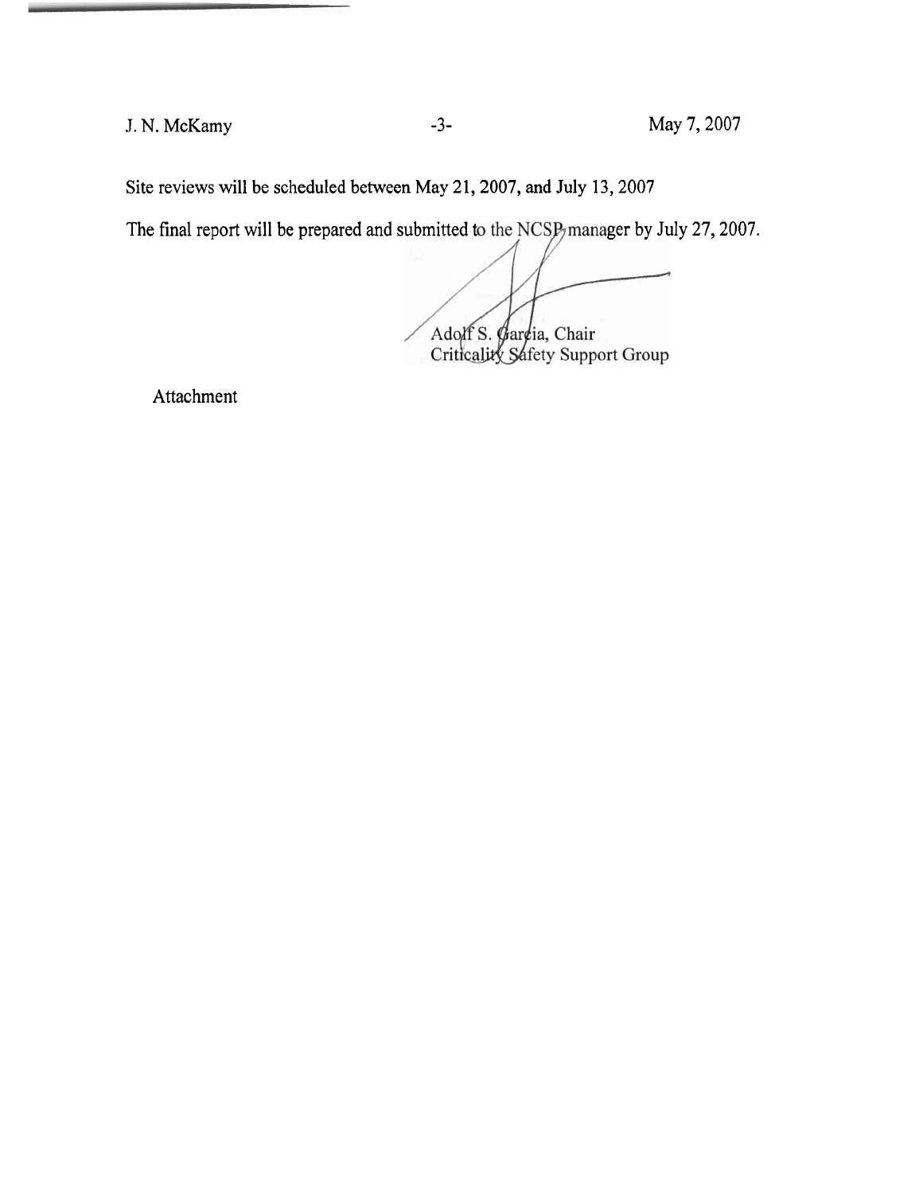Site reviews will be scheduled between May 21, 2007, and July 13, 2007

The final report will be prepared and submitted to the NCSP manager by July 27, 2007.

Adolf S. Garcia, Chair
Criticality Safety Support Group

Attachment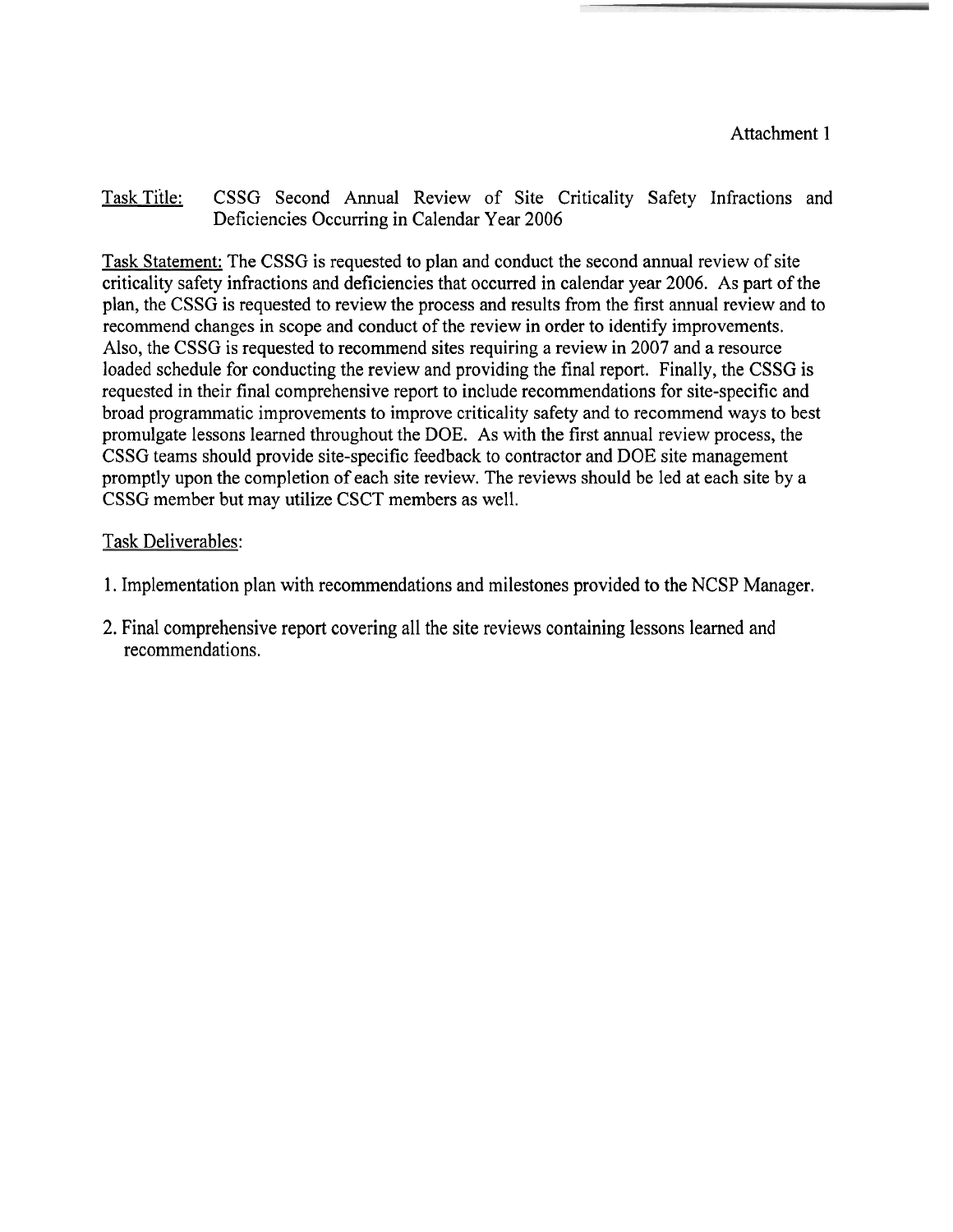Attachment 1

Task Title: CSSG Second Annual Review of Site Criticality Safety Infractions and Deficiencies Occurring in Calendar Year 2006

Task Statement: The CSSG is requested to plan and conduct the second annual review of site criticality safety infractions and deficiencies that occurred in calendar year 2006. As part of the plan, the CSSG is requested to review the process and results from the first annual review and to recommend changes in scope and conduct of the review in order to identify improvements. Also, the CSSG is requested to recommend sites requiring a review in 2007 and a resource loaded schedule for conducting the review and providing the final report. Finally, the CSSG is requested in their final comprehensive report to include recommendations for site-specific and broad programmatic improvements to improve criticality safety and to recommend ways to best promulgate lessons learned throughout the DOE. As with the first annual review process, the CSSG teams should provide site-specific feedback to contractor and DOE site management promptly upon the completion of each site review. The reviews should be led at each site by a CSSG member but may utilize CSCT members as well.

Task Deliverables:

1. Implementation plan with recommendations and milestones provided to the NCSP Manager.

2. Final comprehensive report covering all the site reviews containing lessons learned and recommendations.